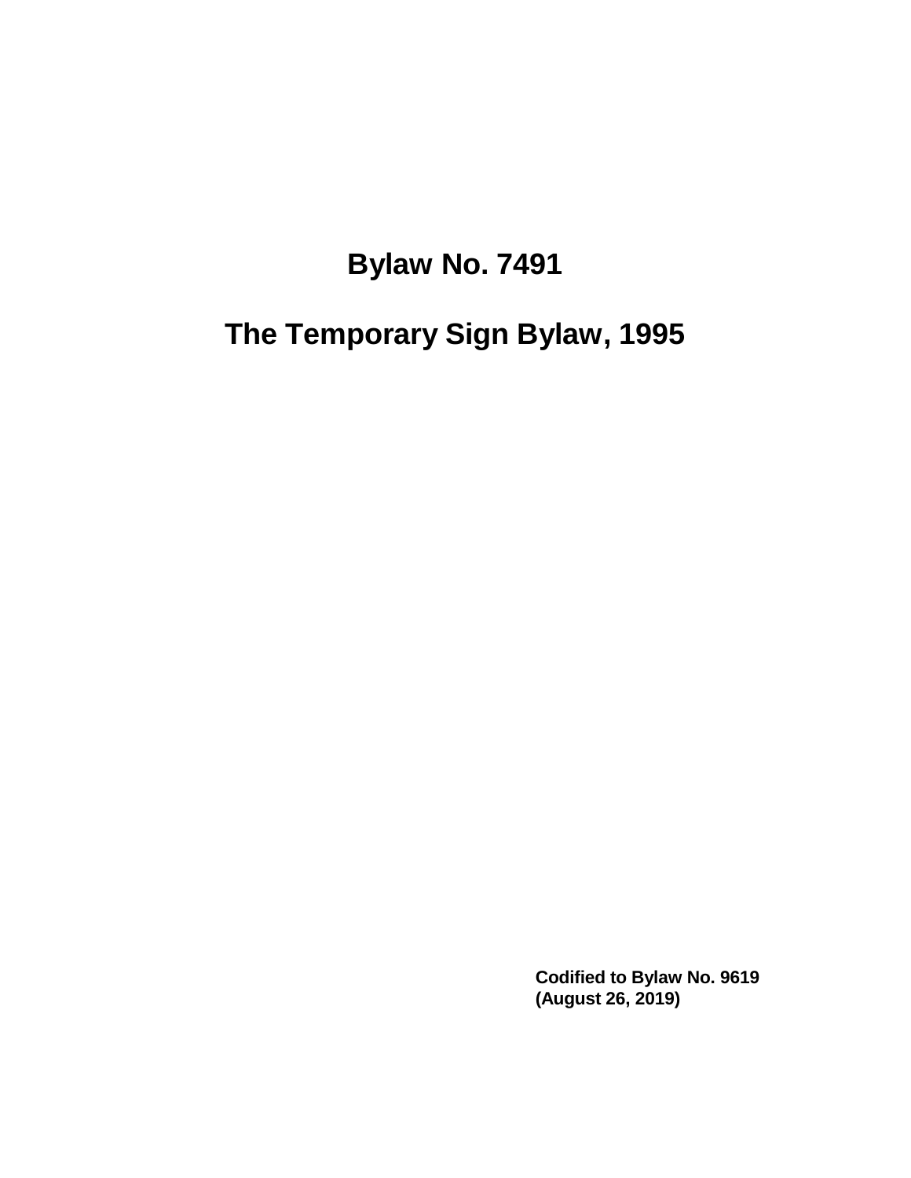# Bylaw No. 7491

# The Temporary Sign Bylaw, 1995

**Codified to Bylaw No. 9619**
**(August 26, 2019)**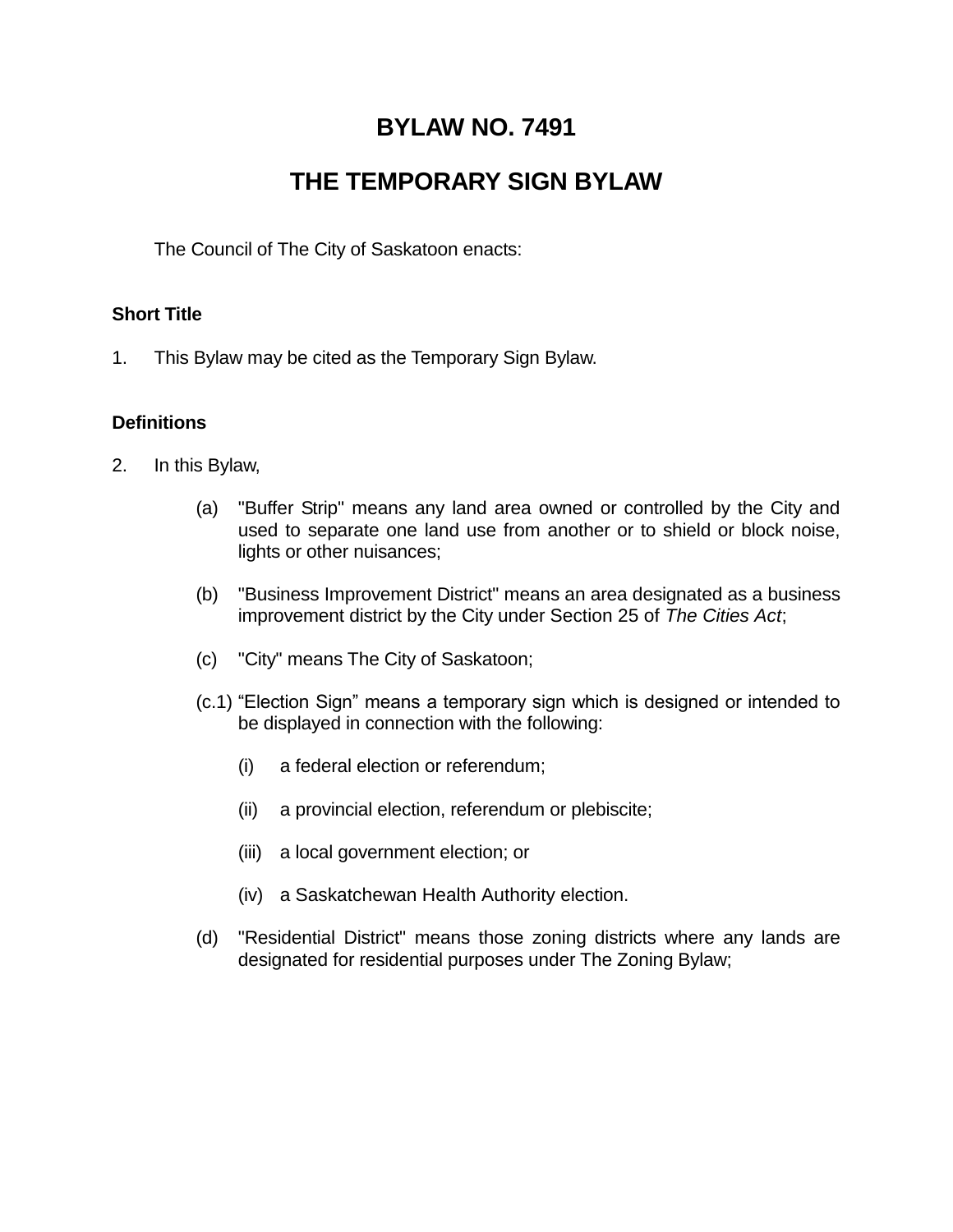# BYLAW NO. 7491

# THE TEMPORARY SIGN BYLAW

The Council of The City of Saskatoon enacts:

### Short Title

1. This Bylaw may be cited as the Temporary Sign Bylaw.

### Definitions

2. In this Bylaw,

   (a) "Buffer Strip" means any land area owned or controlled by the City and used to separate one land use from another or to shield or block noise, lights or other nuisances;

   (b) "Business Improvement District" means an area designated as a business improvement district by the City under Section 25 of *The Cities Act*;

   (c) "City" means The City of Saskatoon;

   (c.1) "Election Sign" means a temporary sign which is designed or intended to be displayed in connection with the following:

   (i) a federal election or referendum;

   (ii) a provincial election, referendum or plebiscite;

   (iii) a local government election; or

   (iv) a Saskatchewan Health Authority election.

   (d) "Residential District" means those zoning districts where any lands are designated for residential purposes under The Zoning Bylaw;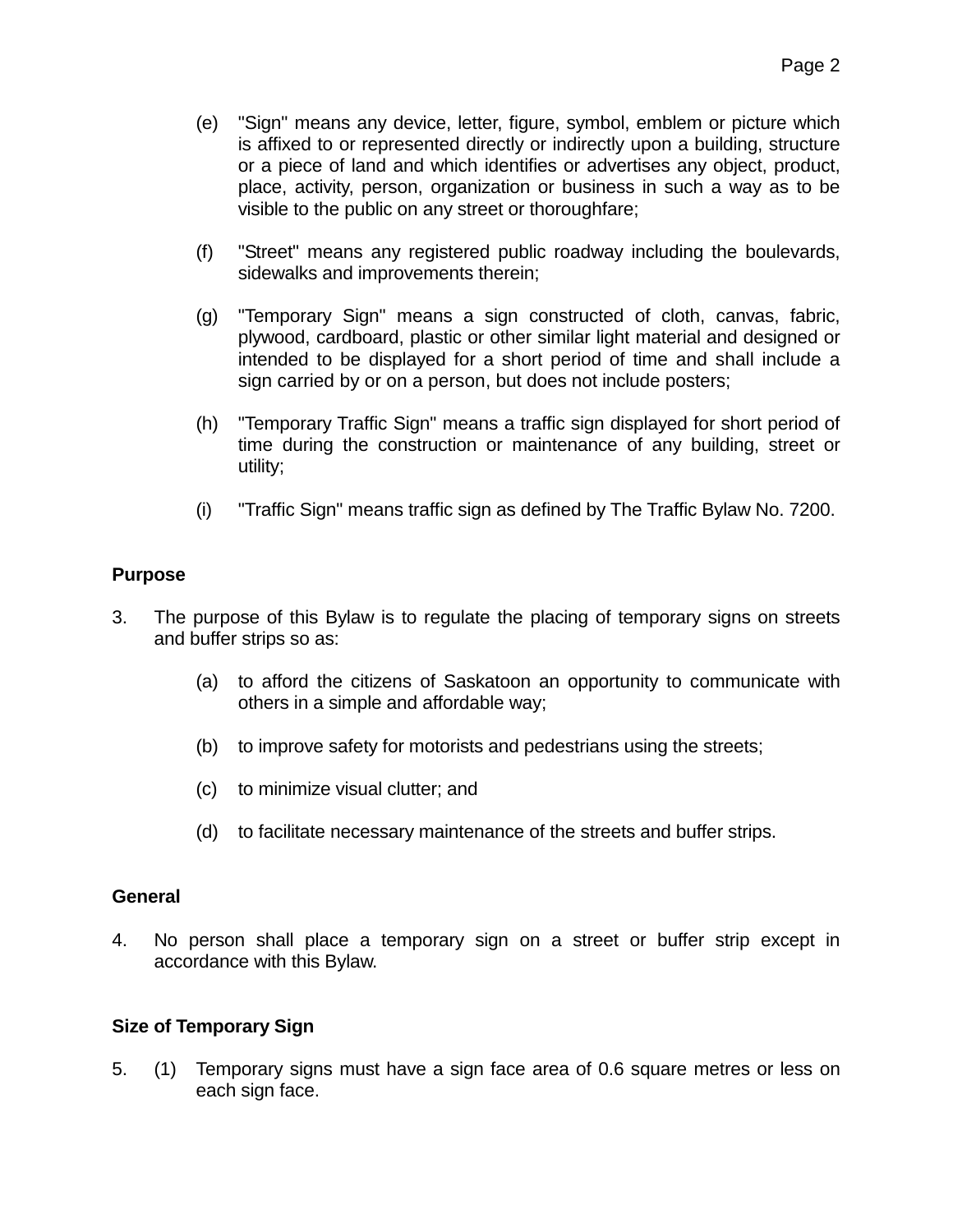(e) "Sign" means any device, letter, figure, symbol, emblem or picture which is affixed to or represented directly or indirectly upon a building, structure or a piece of land and which identifies or advertises any object, product, place, activity, person, organization or business in such a way as to be visible to the public on any street or thoroughfare;

(f) "Street" means any registered public roadway including the boulevards, sidewalks and improvements therein;

(g) "Temporary Sign" means a sign constructed of cloth, canvas, fabric, plywood, cardboard, plastic or other similar light material and designed or intended to be displayed for a short period of time and shall include a sign carried by or on a person, but does not include posters;

(h) "Temporary Traffic Sign" means a traffic sign displayed for short period of time during the construction or maintenance of any building, street or utility;

(i) "Traffic Sign" means traffic sign as defined by The Traffic Bylaw No. 7200.

**Purpose**

3. The purpose of this Bylaw is to regulate the placing of temporary signs on streets and buffer strips so as:

   (a) to afford the citizens of Saskatoon an opportunity to communicate with others in a simple and affordable way;

   (b) to improve safety for motorists and pedestrians using the streets;

   (c) to minimize visual clutter; and

   (d) to facilitate necessary maintenance of the streets and buffer strips.

**General**

4. No person shall place a temporary sign on a street or buffer strip except in accordance with this Bylaw.

**Size of Temporary Sign**

5. (1) Temporary signs must have a sign face area of 0.6 square metres or less on each sign face.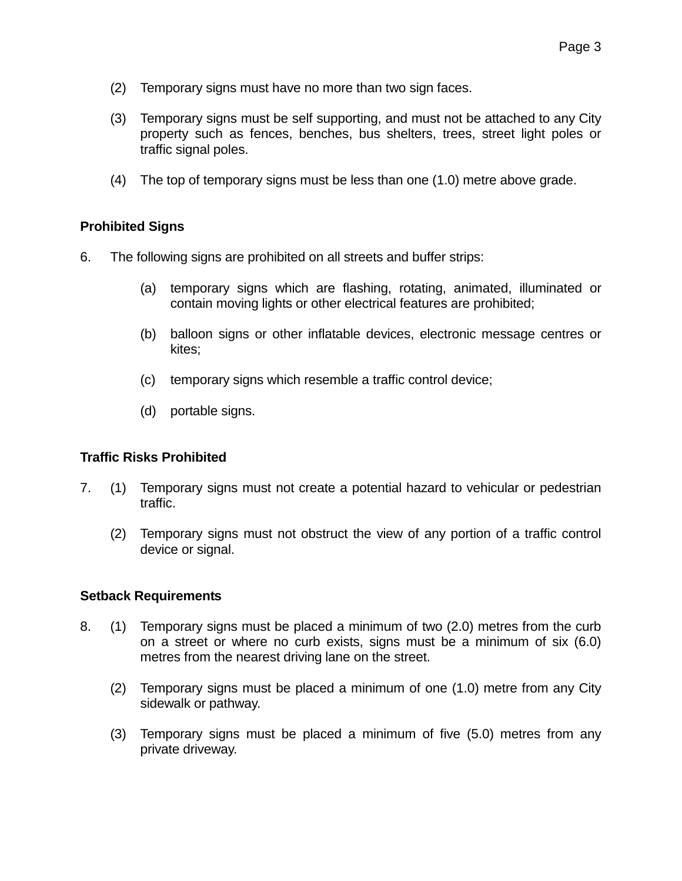(2) Temporary signs must have no more than two sign faces.

(3) Temporary signs must be self supporting, and must not be attached to any City property such as fences, benches, bus shelters, trees, street light poles or traffic signal poles.

(4) The top of temporary signs must be less than one (1.0) metre above grade.

**Prohibited Signs**

6. The following signs are prohibited on all streets and buffer strips:

   (a) temporary signs which are flashing, rotating, animated, illuminated or contain moving lights or other electrical features are prohibited;

   (b) balloon signs or other inflatable devices, electronic message centres or kites;

   (c) temporary signs which resemble a traffic control device;

   (d) portable signs.

**Traffic Risks Prohibited**

7. (1) Temporary signs must not create a potential hazard to vehicular or pedestrian traffic.

   (2) Temporary signs must not obstruct the view of any portion of a traffic control device or signal.

**Setback Requirements**

8. (1) Temporary signs must be placed a minimum of two (2.0) metres from the curb on a street or where no curb exists, signs must be a minimum of six (6.0) metres from the nearest driving lane on the street.

   (2) Temporary signs must be placed a minimum of one (1.0) metre from any City sidewalk or pathway.

   (3) Temporary signs must be placed a minimum of five (5.0) metres from any private driveway.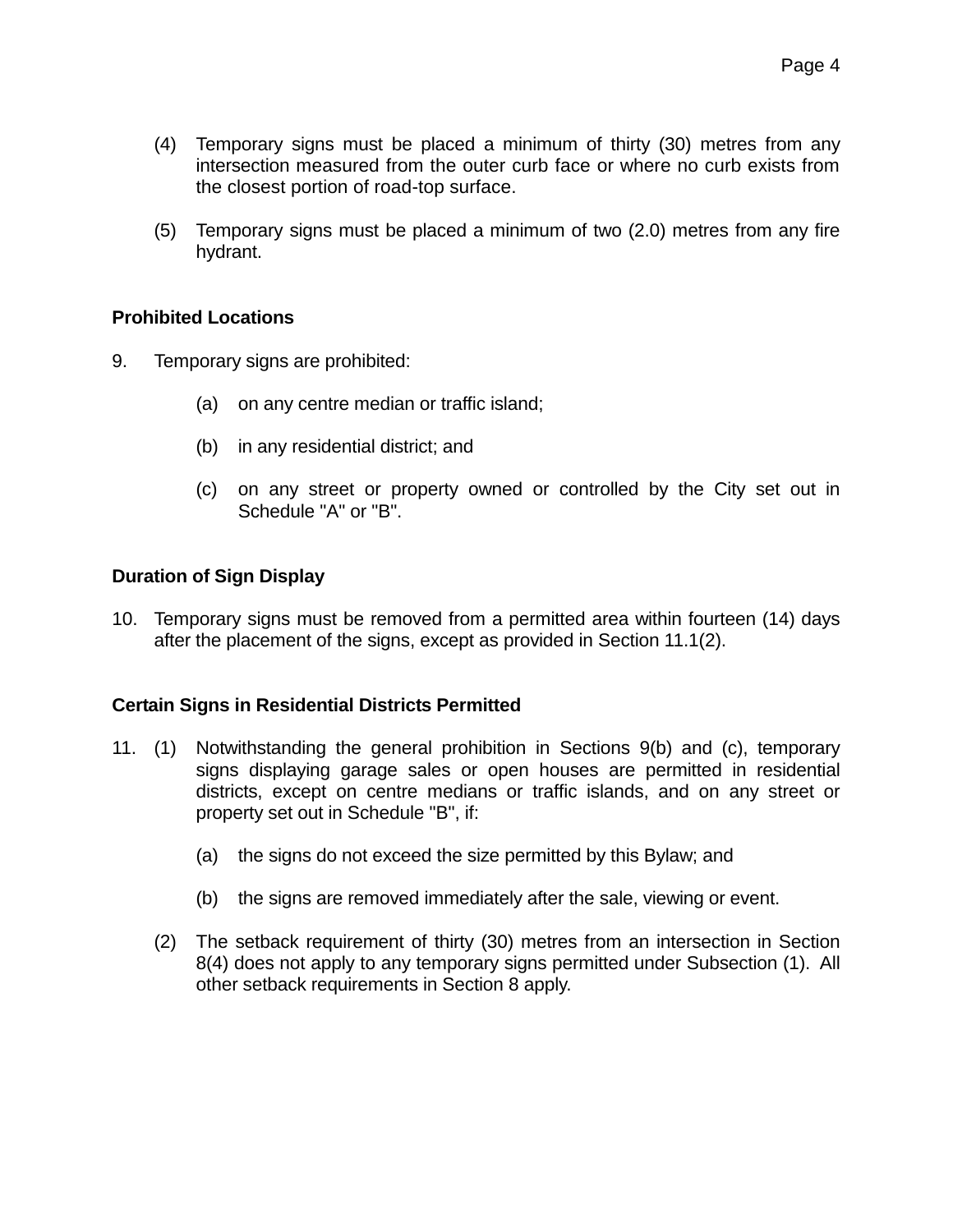(4) Temporary signs must be placed a minimum of thirty (30) metres from any intersection measured from the outer curb face or where no curb exists from the closest portion of road-top surface.

(5) Temporary signs must be placed a minimum of two (2.0) metres from any fire hydrant.

**Prohibited Locations**

9. Temporary signs are prohibited:

   (a) on any centre median or traffic island;

   (b) in any residential district; and

   (c) on any street or property owned or controlled by the City set out in Schedule "A" or "B".

**Duration of Sign Display**

10. Temporary signs must be removed from a permitted area within fourteen (14) days after the placement of the signs, except as provided in Section 11.1(2).

**Certain Signs in Residential Districts Permitted**

11. (1) Notwithstanding the general prohibition in Sections 9(b) and (c), temporary signs displaying garage sales or open houses are permitted in residential districts, except on centre medians or traffic islands, and on any street or property set out in Schedule "B", if:

   (a) the signs do not exceed the size permitted by this Bylaw; and

   (b) the signs are removed immediately after the sale, viewing or event.

   (2) The setback requirement of thirty (30) metres from an intersection in Section 8(4) does not apply to any temporary signs permitted under Subsection (1). All other setback requirements in Section 8 apply.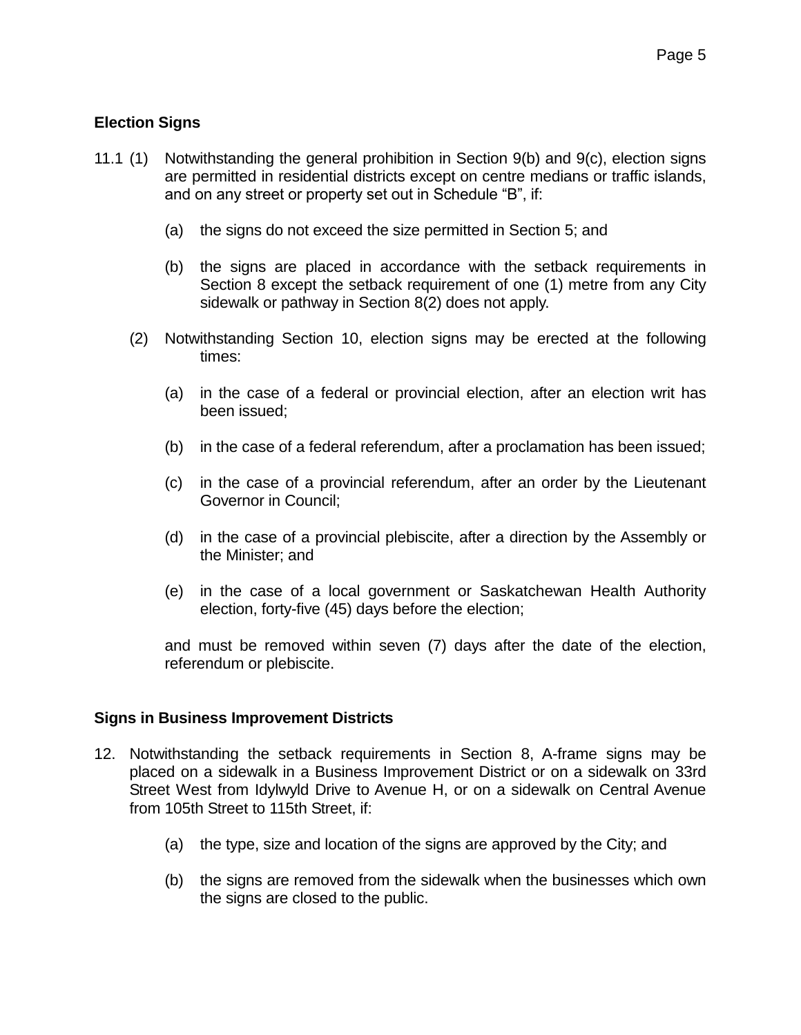**Election Signs**

11.1 (1) Notwithstanding the general prohibition in Section 9(b) and 9(c), election signs are permitted in residential districts except on centre medians or traffic islands, and on any street or property set out in Schedule "B", if:

(a) the signs do not exceed the size permitted in Section 5; and

(b) the signs are placed in accordance with the setback requirements in Section 8 except the setback requirement of one (1) metre from any City sidewalk or pathway in Section 8(2) does not apply.

(2) Notwithstanding Section 10, election signs may be erected at the following times:

(a) in the case of a federal or provincial election, after an election writ has been issued;

(b) in the case of a federal referendum, after a proclamation has been issued;

(c) in the case of a provincial referendum, after an order by the Lieutenant Governor in Council;

(d) in the case of a provincial plebiscite, after a direction by the Assembly or the Minister; and

(e) in the case of a local government or Saskatchewan Health Authority election, forty-five (45) days before the election;

and must be removed within seven (7) days after the date of the election, referendum or plebiscite.

**Signs in Business Improvement Districts**

12. Notwithstanding the setback requirements in Section 8, A-frame signs may be placed on a sidewalk in a Business Improvement District or on a sidewalk on 33rd Street West from Idylwyld Drive to Avenue H, or on a sidewalk on Central Avenue from 105th Street to 115th Street, if:

(a) the type, size and location of the signs are approved by the City; and

(b) the signs are removed from the sidewalk when the businesses which own the signs are closed to the public.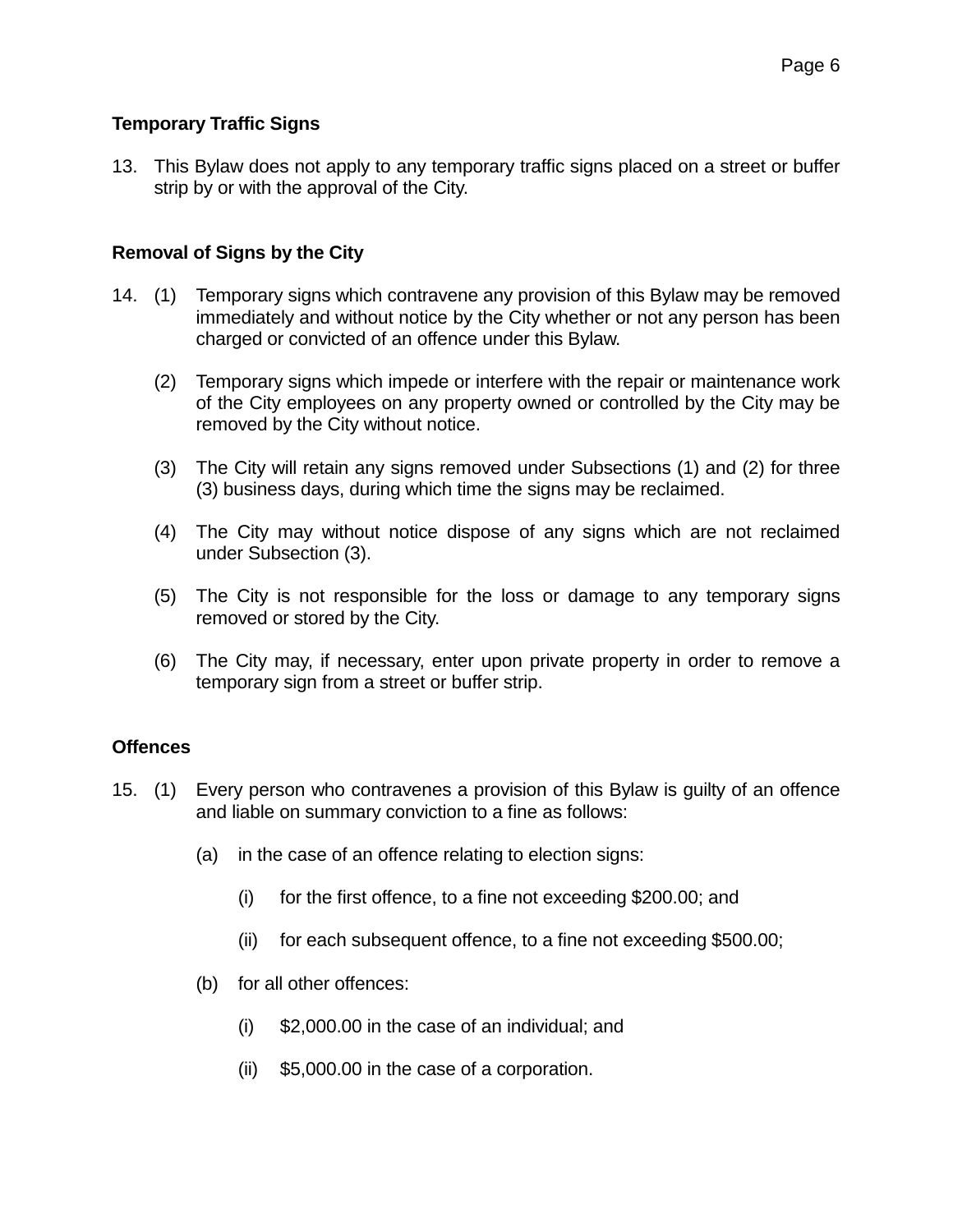**Temporary Traffic Signs**

13. This Bylaw does not apply to any temporary traffic signs placed on a street or buffer strip by or with the approval of the City.

**Removal of Signs by the City**

14. (1) Temporary signs which contravene any provision of this Bylaw may be removed immediately and without notice by the City whether or not any person has been charged or convicted of an offence under this Bylaw.

    (2) Temporary signs which impede or interfere with the repair or maintenance work of the City employees on any property owned or controlled by the City may be removed by the City without notice.

    (3) The City will retain any signs removed under Subsections (1) and (2) for three (3) business days, during which time the signs may be reclaimed.

    (4) The City may without notice dispose of any signs which are not reclaimed under Subsection (3).

    (5) The City is not responsible for the loss or damage to any temporary signs removed or stored by the City.

    (6) The City may, if necessary, enter upon private property in order to remove a temporary sign from a street or buffer strip.

**Offences**

15. (1) Every person who contravenes a provision of this Bylaw is guilty of an offence and liable on summary conviction to a fine as follows:

    (a) in the case of an offence relating to election signs:

        (i) for the first offence, to a fine not exceeding $200.00; and

        (ii) for each subsequent offence, to a fine not exceeding $500.00;

    (b) for all other offences:

        (i) $2,000.00 in the case of an individual; and

        (ii) $5,000.00 in the case of a corporation.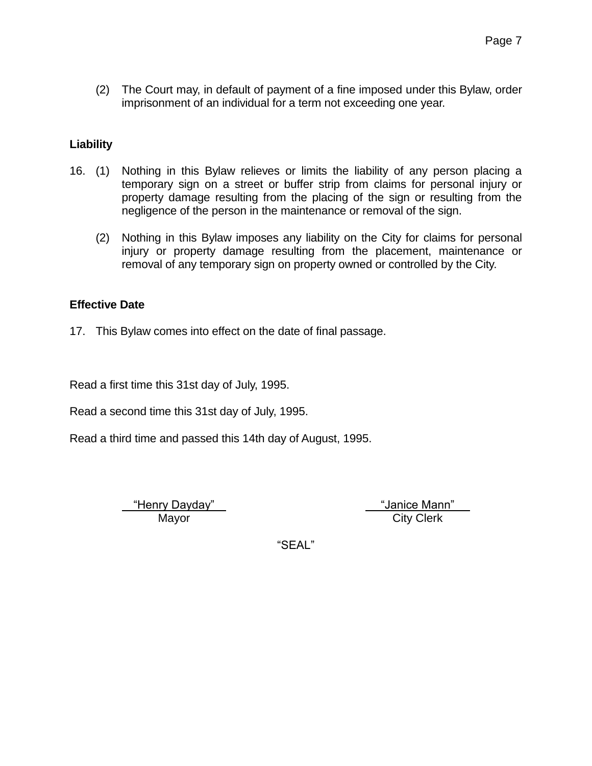(2) The Court may, in default of payment of a fine imposed under this Bylaw, order imprisonment of an individual for a term not exceeding one year.

**Liability**

16. (1) Nothing in this Bylaw relieves or limits the liability of any person placing a temporary sign on a street or buffer strip from claims for personal injury or property damage resulting from the placing of the sign or resulting from the negligence of the person in the maintenance or removal of the sign.

    (2) Nothing in this Bylaw imposes any liability on the City for claims for personal injury or property damage resulting from the placement, maintenance or removal of any temporary sign on property owned or controlled by the City.

**Effective Date**

17. This Bylaw comes into effect on the date of final passage.

Read a first time this 31st day of July, 1995.

Read a second time this 31st day of July, 1995.

Read a third time and passed this 14th day of August, 1995.

"Henry Dayday"
Mayor

"Janice Mann"
City Clerk

"SEAL"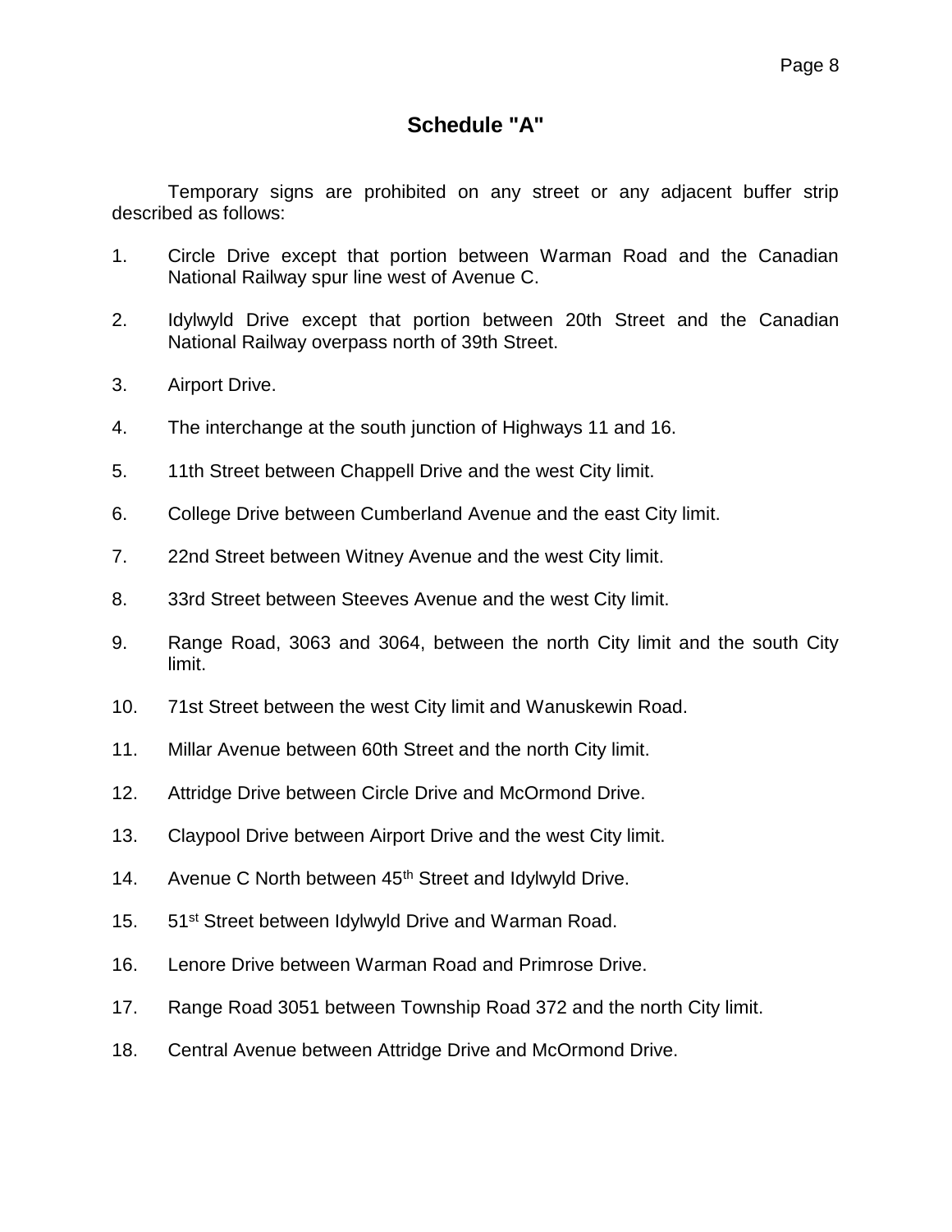## Schedule "A"

Temporary signs are prohibited on any street or any adjacent buffer strip described as follows:

1. Circle Drive except that portion between Warman Road and the Canadian National Railway spur line west of Avenue C.
2. Idylwyld Drive except that portion between 20th Street and the Canadian National Railway overpass north of 39th Street.
3. Airport Drive.
4. The interchange at the south junction of Highways 11 and 16.
5. 11th Street between Chappell Drive and the west City limit.
6. College Drive between Cumberland Avenue and the east City limit.
7. 22nd Street between Witney Avenue and the west City limit.
8. 33rd Street between Steeves Avenue and the west City limit.
9. Range Road, 3063 and 3064, between the north City limit and the south City limit.
10. 71st Street between the west City limit and Wanuskewin Road.
11. Millar Avenue between 60th Street and the north City limit.
12. Attridge Drive between Circle Drive and McOrmond Drive.
13. Claypool Drive between Airport Drive and the west City limit.
14. Avenue C North between 45th Street and Idylwyld Drive.
15. 51st Street between Idylwyld Drive and Warman Road.
16. Lenore Drive between Warman Road and Primrose Drive.
17. Range Road 3051 between Township Road 372 and the north City limit.
18. Central Avenue between Attridge Drive and McOrmond Drive.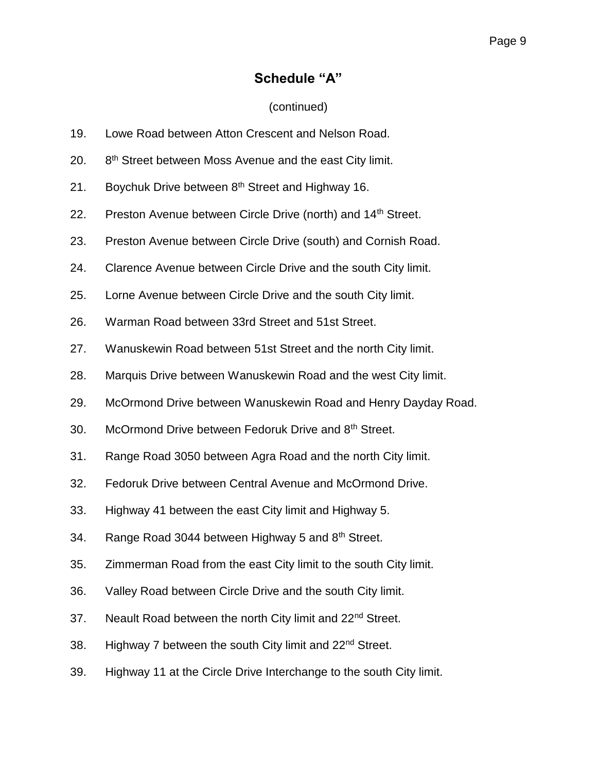## Schedule "A"

(continued)

19. Lowe Road between Atton Crescent and Nelson Road.
20. 8th Street between Moss Avenue and the east City limit.
21. Boychuk Drive between 8th Street and Highway 16.
22. Preston Avenue between Circle Drive (north) and 14th Street.
23. Preston Avenue between Circle Drive (south) and Cornish Road.
24. Clarence Avenue between Circle Drive and the south City limit.
25. Lorne Avenue between Circle Drive and the south City limit.
26. Warman Road between 33rd Street and 51st Street.
27. Wanuskewin Road between 51st Street and the north City limit.
28. Marquis Drive between Wanuskewin Road and the west City limit.
29. McOrmond Drive between Wanuskewin Road and Henry Dayday Road.
30. McOrmond Drive between Fedoruk Drive and 8th Street.
31. Range Road 3050 between Agra Road and the north City limit.
32. Fedoruk Drive between Central Avenue and McOrmond Drive.
33. Highway 41 between the east City limit and Highway 5.
34. Range Road 3044 between Highway 5 and 8th Street.
35. Zimmerman Road from the east City limit to the south City limit.
36. Valley Road between Circle Drive and the south City limit.
37. Neault Road between the north City limit and 22nd Street.
38. Highway 7 between the south City limit and 22nd Street.
39. Highway 11 at the Circle Drive Interchange to the south City limit.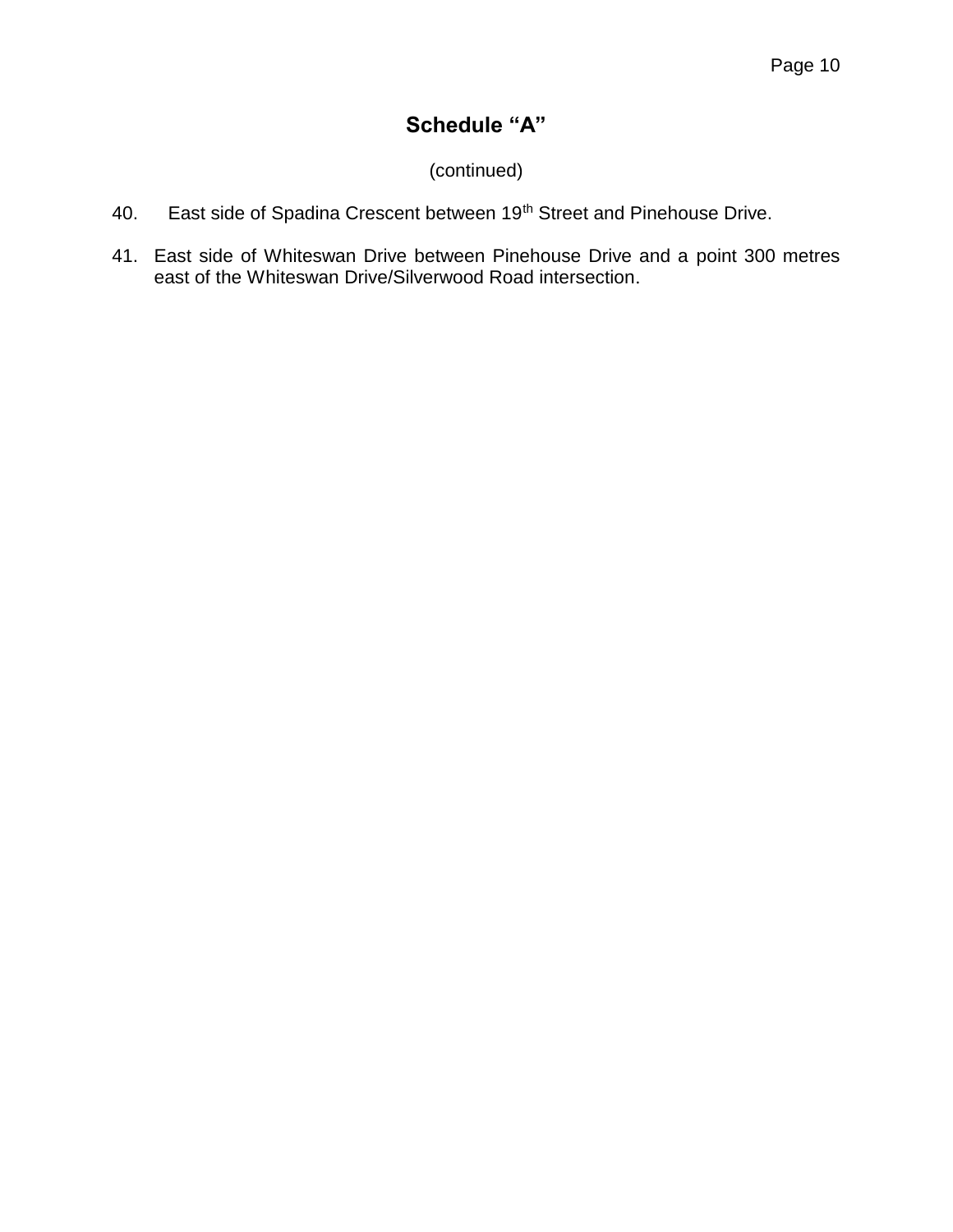## Schedule "A"

(continued)

40. East side of Spadina Crescent between 19th Street and Pinehouse Drive.

41. East side of Whiteswan Drive between Pinehouse Drive and a point 300 metres east of the Whiteswan Drive/Silverwood Road intersection.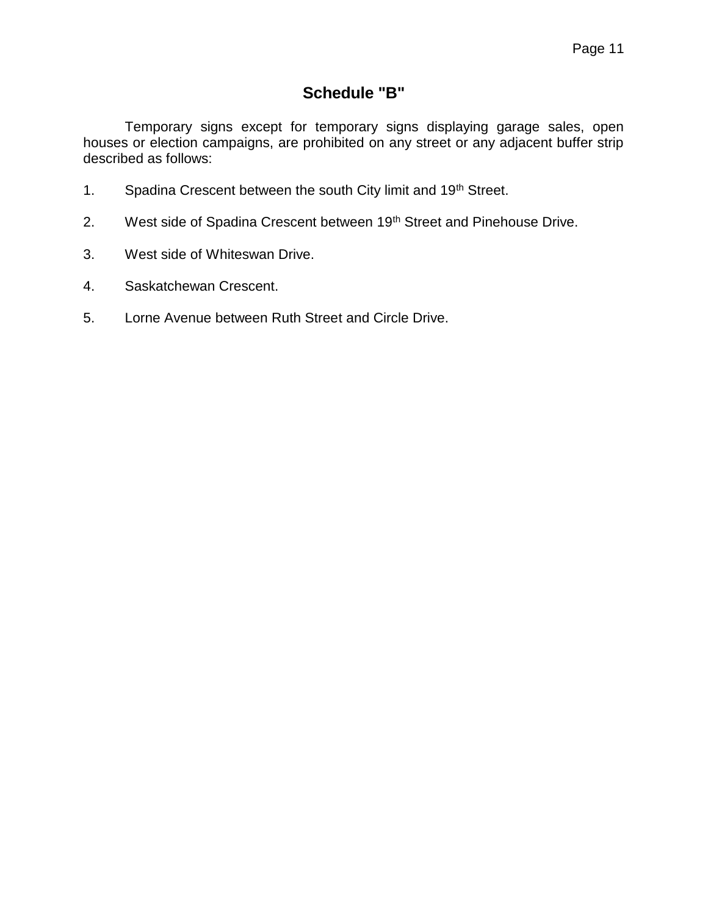# Schedule "B"

Temporary signs except for temporary signs displaying garage sales, open houses or election campaigns, are prohibited on any street or any adjacent buffer strip described as follows:

1. Spadina Crescent between the south City limit and 19th Street.
2. West side of Spadina Crescent between 19th Street and Pinehouse Drive.
3. West side of Whiteswan Drive.
4. Saskatchewan Crescent.
5. Lorne Avenue between Ruth Street and Circle Drive.